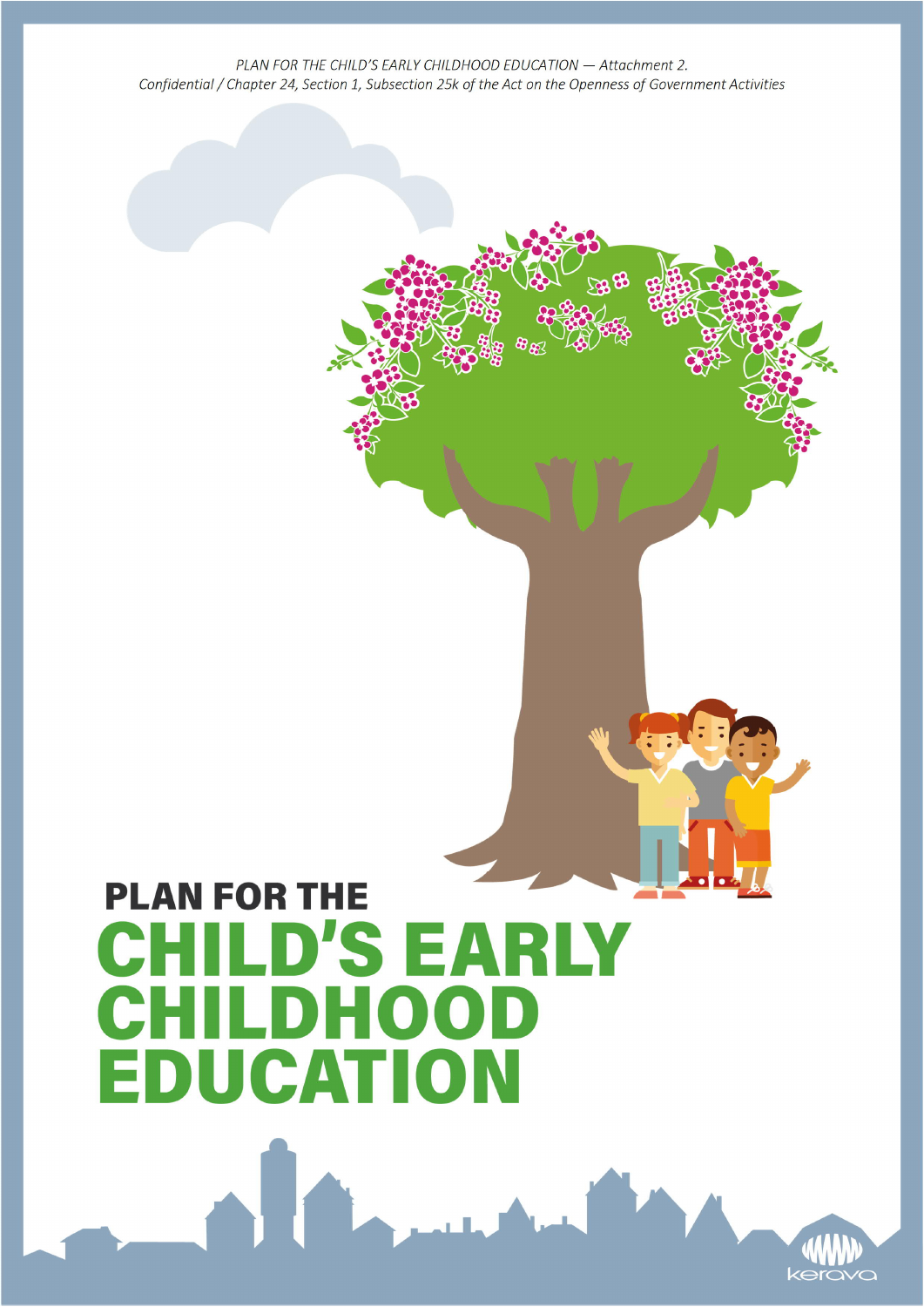*PLAN FOR THE CHILD'S EARLY CHILDHOOD EDUCATION — Attachment 2.*
*Confidential / Chapter 24, Section 1, Subsection 25k of the Act on the Openness of Government Activities*

# PLAN FOR THE CHILD'S EARLY CHILDHOOD EDUCATION

kerava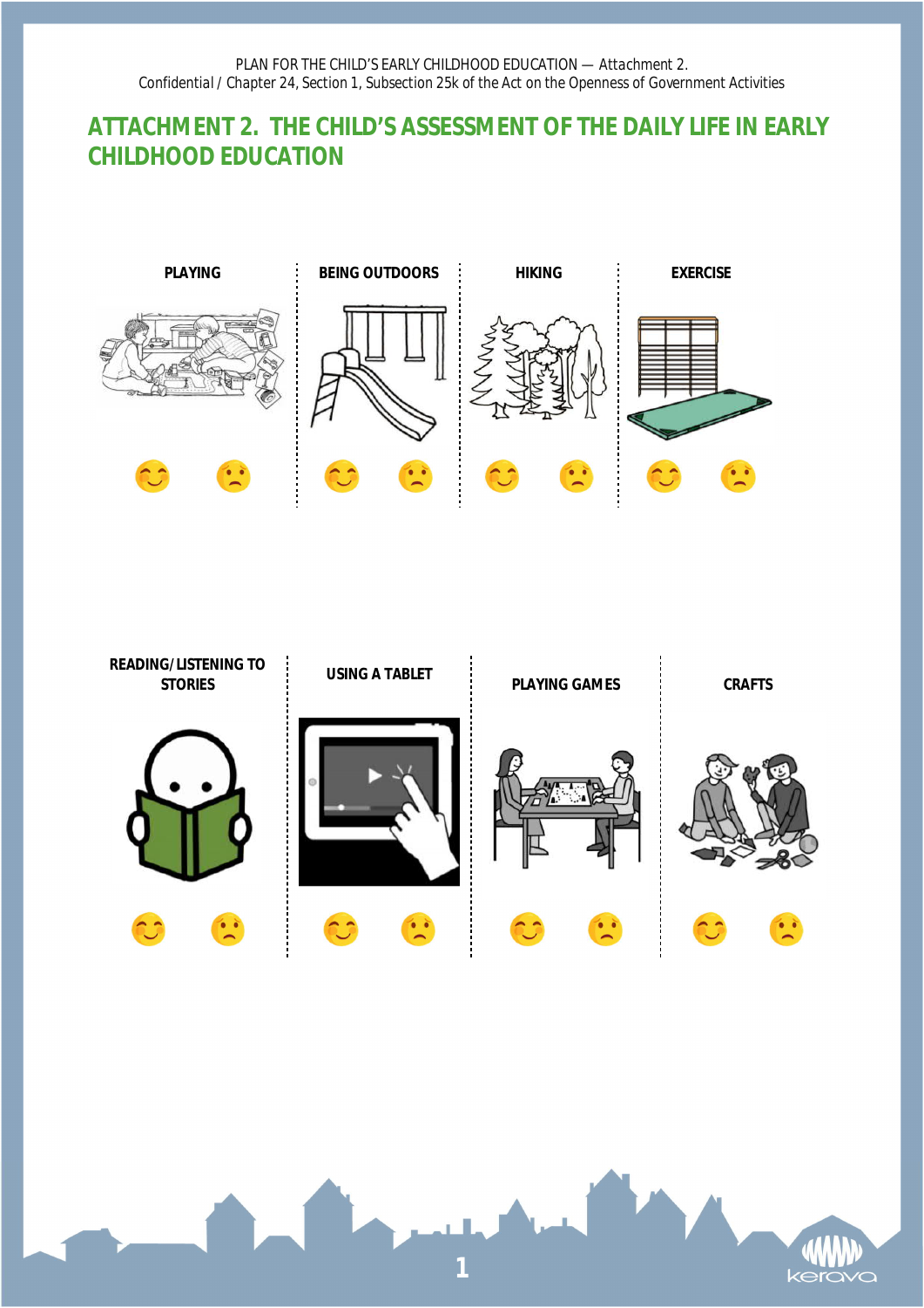PLAN FOR THE CHILD'S EARLY CHILDHOOD EDUCATION — Attachment 2.
Confidential / Chapter 24, Section 1, Subsection 25k of the Act on the Openness of Government Activities

## ATTACHMENT 2. THE CHILD'S ASSESSMENT OF THE DAILY LIFE IN EARLY CHILDHOOD EDUCATION

| PLAYING | BEING OUTDOORS | HIKING | EXERCISE |
|---|---|---|---|

| READING/LISTENING TO STORIES | USING A TABLET | PLAYING GAMES | CRAFTS |
|---|---|---|---|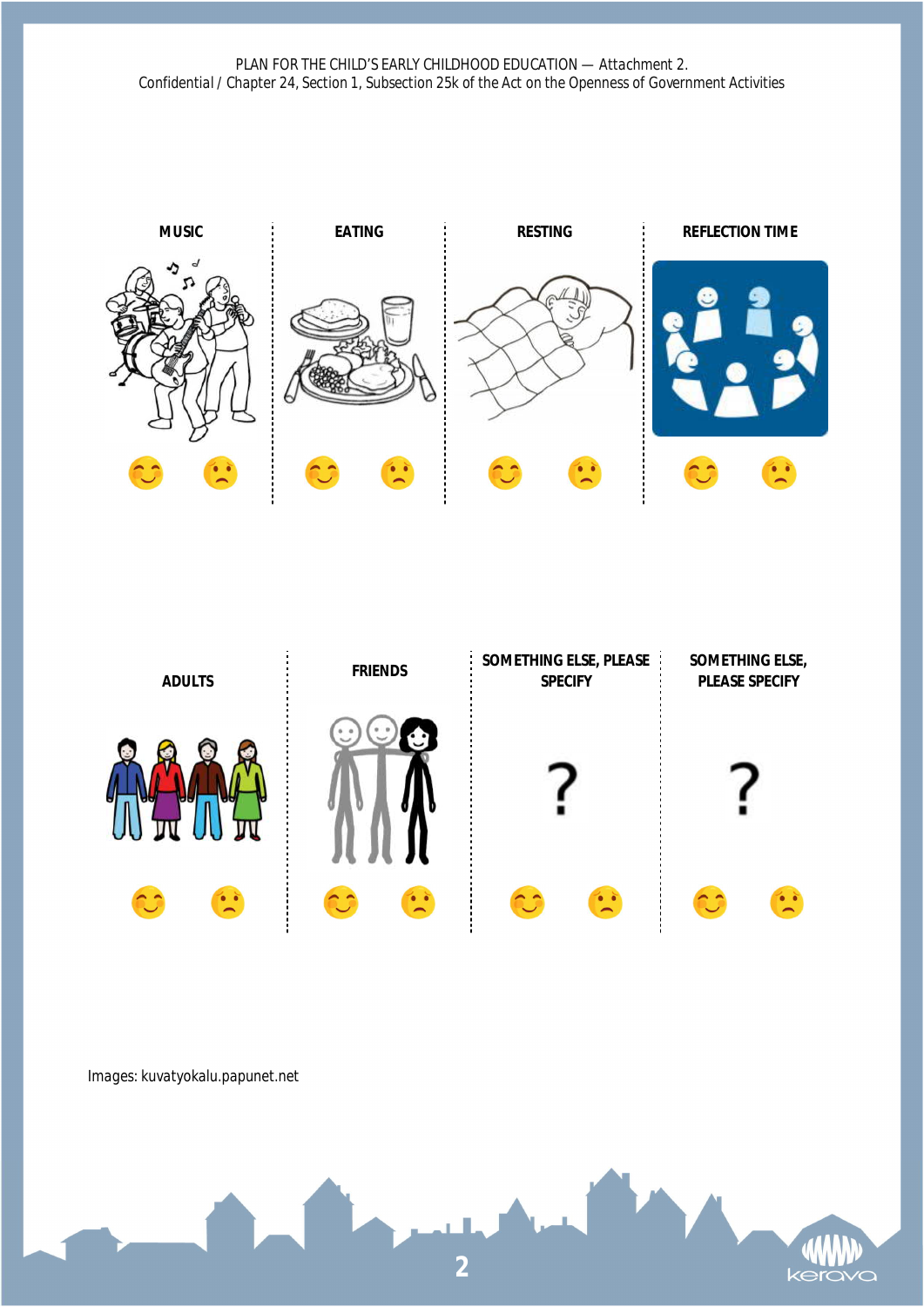PLAN FOR THE CHILD'S EARLY CHILDHOOD EDUCATION — Attachment 2.
Confidential / Chapter 24, Section 1, Subsection 25k of the Act on the Openness of Government Activities

| MUSIC | EATING | RESTING | REFLECTION TIME |
|---|---|---|---|

| ADULTS | FRIENDS | SOMETHING ELSE, PLEASE SPECIFY | SOMETHING ELSE, PLEASE SPECIFY |
|---|---|---|---|
| | | ? | ? |

Images: kuvatyokalu.papunet.net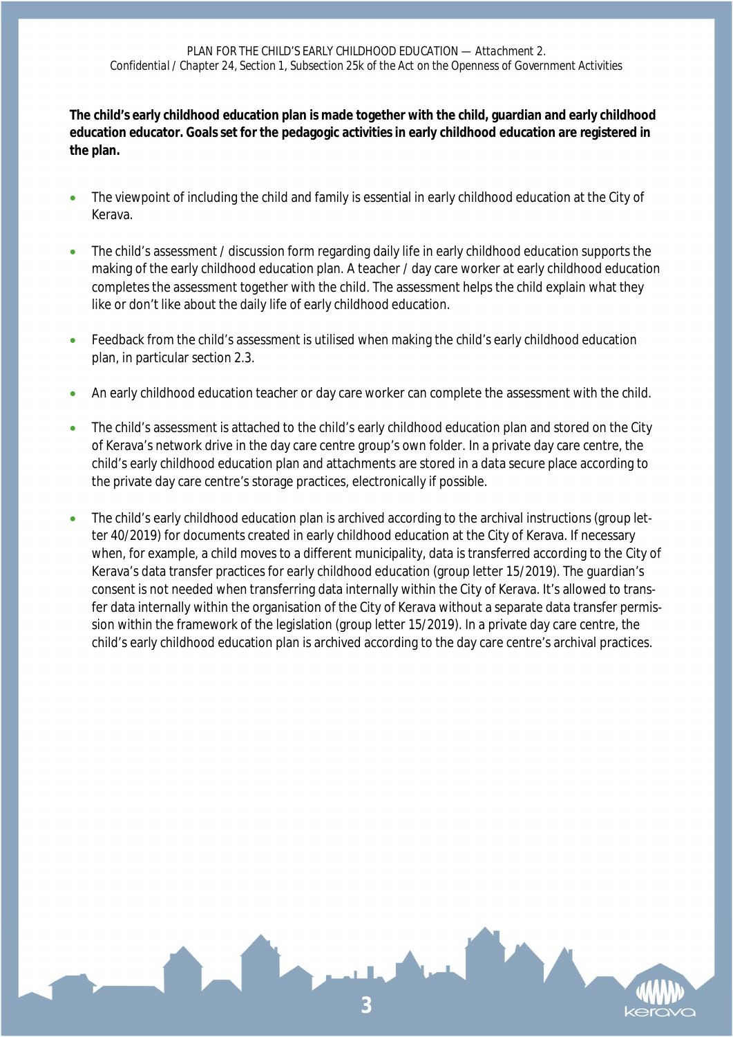**The child's early childhood education plan is made together with the child, guardian and early childhood education educator. Goals set for the pedagogic activities in early childhood education are registered in the plan.**

- The viewpoint of including the child and family is essential in early childhood education at the City of Kerava.
- The child's assessment / discussion form regarding daily life in early childhood education supports the making of the early childhood education plan. A teacher / day care worker at early childhood education completes the assessment together with the child. The assessment helps the child explain what they like or don't like about the daily life of early childhood education.
- Feedback from the child's assessment is utilised when making the child's early childhood education plan, in particular section 2.3.
- An early childhood education teacher or day care worker can complete the assessment with the child.
- The child's assessment is attached to the child's early childhood education plan and stored on the City of Kerava's network drive in the day care centre group's own folder. In a private day care centre, the child's early childhood education plan and attachments are stored in a data secure place according to the private day care centre's storage practices, electronically if possible.
- The child's early childhood education plan is archived according to the archival instructions (group letter 40/2019) for documents created in early childhood education at the City of Kerava. If necessary when, for example, a child moves to a different municipality, data is transferred according to the City of Kerava's data transfer practices for early childhood education (group letter 15/2019). The guardian's consent is not needed when transferring data internally within the City of Kerava. It's allowed to transfer data internally within the organisation of the City of Kerava without a separate data transfer permission within the framework of the legislation (group letter 15/2019). In a private day care centre, the child's early childhood education plan is archived according to the day care centre's archival practices.